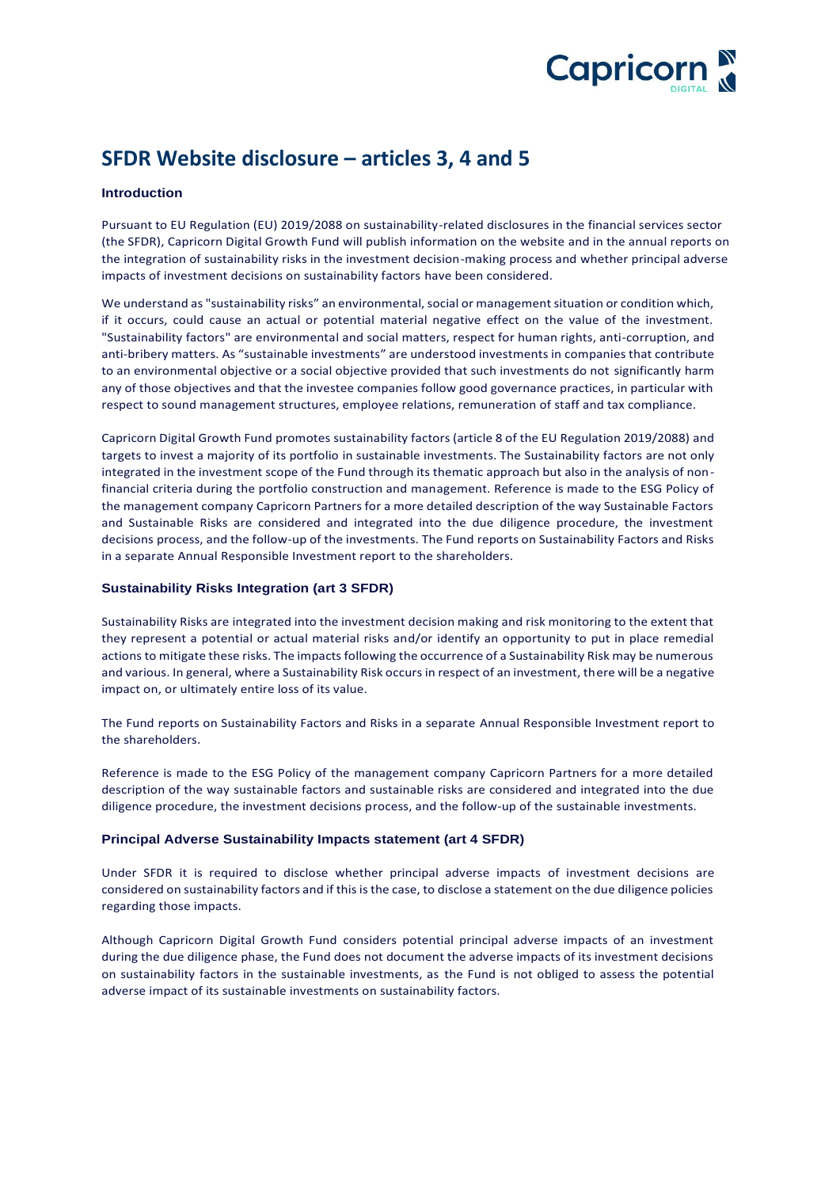# SFDR Website disclosure – articles 3, 4 and 5

### Introduction

Pursuant to EU Regulation (EU) 2019/2088 on sustainability-related disclosures in the financial services sector (the SFDR), Capricorn Digital Growth Fund will publish information on the website and in the annual reports on the integration of sustainability risks in the investment decision-making process and whether principal adverse impacts of investment decisions on sustainability factors have been considered.

We understand as "sustainability risks" an environmental, social or management situation or condition which, if it occurs, could cause an actual or potential material negative effect on the value of the investment. "Sustainability factors" are environmental and social matters, respect for human rights, anti-corruption, and anti-bribery matters. As "sustainable investments" are understood investments in companies that contribute to an environmental objective or a social objective provided that such investments do not significantly harm any of those objectives and that the investee companies follow good governance practices, in particular with respect to sound management structures, employee relations, remuneration of staff and tax compliance.

Capricorn Digital Growth Fund promotes sustainability factors (article 8 of the EU Regulation 2019/2088) and targets to invest a majority of its portfolio in sustainable investments. The Sustainability factors are not only integrated in the investment scope of the Fund through its thematic approach but also in the analysis of non-financial criteria during the portfolio construction and management. Reference is made to the ESG Policy of the management company Capricorn Partners for a more detailed description of the way Sustainable Factors and Sustainable Risks are considered and integrated into the due diligence procedure, the investment decisions process, and the follow-up of the investments. The Fund reports on Sustainability Factors and Risks in a separate Annual Responsible Investment report to the shareholders.

### Sustainability Risks Integration (art 3 SFDR)

Sustainability Risks are integrated into the investment decision making and risk monitoring to the extent that they represent a potential or actual material risks and/or identify an opportunity to put in place remedial actions to mitigate these risks. The impacts following the occurrence of a Sustainability Risk may be numerous and various. In general, where a Sustainability Risk occurs in respect of an investment, there will be a negative impact on, or ultimately entire loss of its value.

The Fund reports on Sustainability Factors and Risks in a separate Annual Responsible Investment report to the shareholders.

Reference is made to the ESG Policy of the management company Capricorn Partners for a more detailed description of the way sustainable factors and sustainable risks are considered and integrated into the due diligence procedure, the investment decisions process, and the follow-up of the sustainable investments.

### Principal Adverse Sustainability Impacts statement (art 4 SFDR)

Under SFDR it is required to disclose whether principal adverse impacts of investment decisions are considered on sustainability factors and if this is the case, to disclose a statement on the due diligence policies regarding those impacts.

Although Capricorn Digital Growth Fund considers potential principal adverse impacts of an investment during the due diligence phase, the Fund does not document the adverse impacts of its investment decisions on sustainability factors in the sustainable investments, as the Fund is not obliged to assess the potential adverse impact of its sustainable investments on sustainability factors.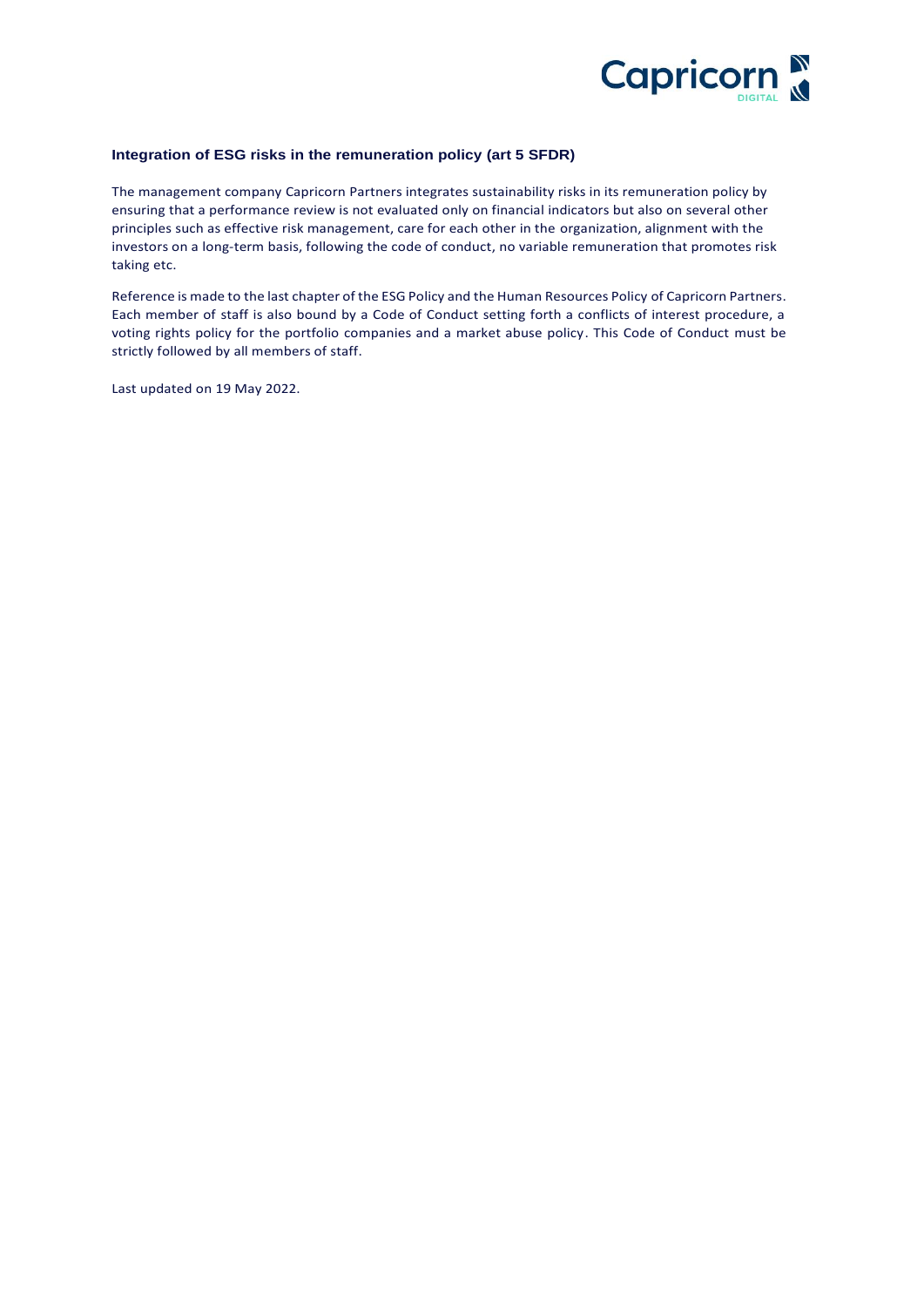## Integration of ESG risks in the remuneration policy (art 5 SFDR)

The management company Capricorn Partners integrates sustainability risks in its remuneration policy by ensuring that a performance review is not evaluated only on financial indicators but also on several other principles such as effective risk management, care for each other in the organization, alignment with the investors on a long-term basis, following the code of conduct, no variable remuneration that promotes risk taking etc.

Reference is made to the last chapter of the ESG Policy and the Human Resources Policy of Capricorn Partners. Each member of staff is also bound by a Code of Conduct setting forth a conflicts of interest procedure, a voting rights policy for the portfolio companies and a market abuse policy. This Code of Conduct must be strictly followed by all members of staff.

Last updated on 19 May 2022.